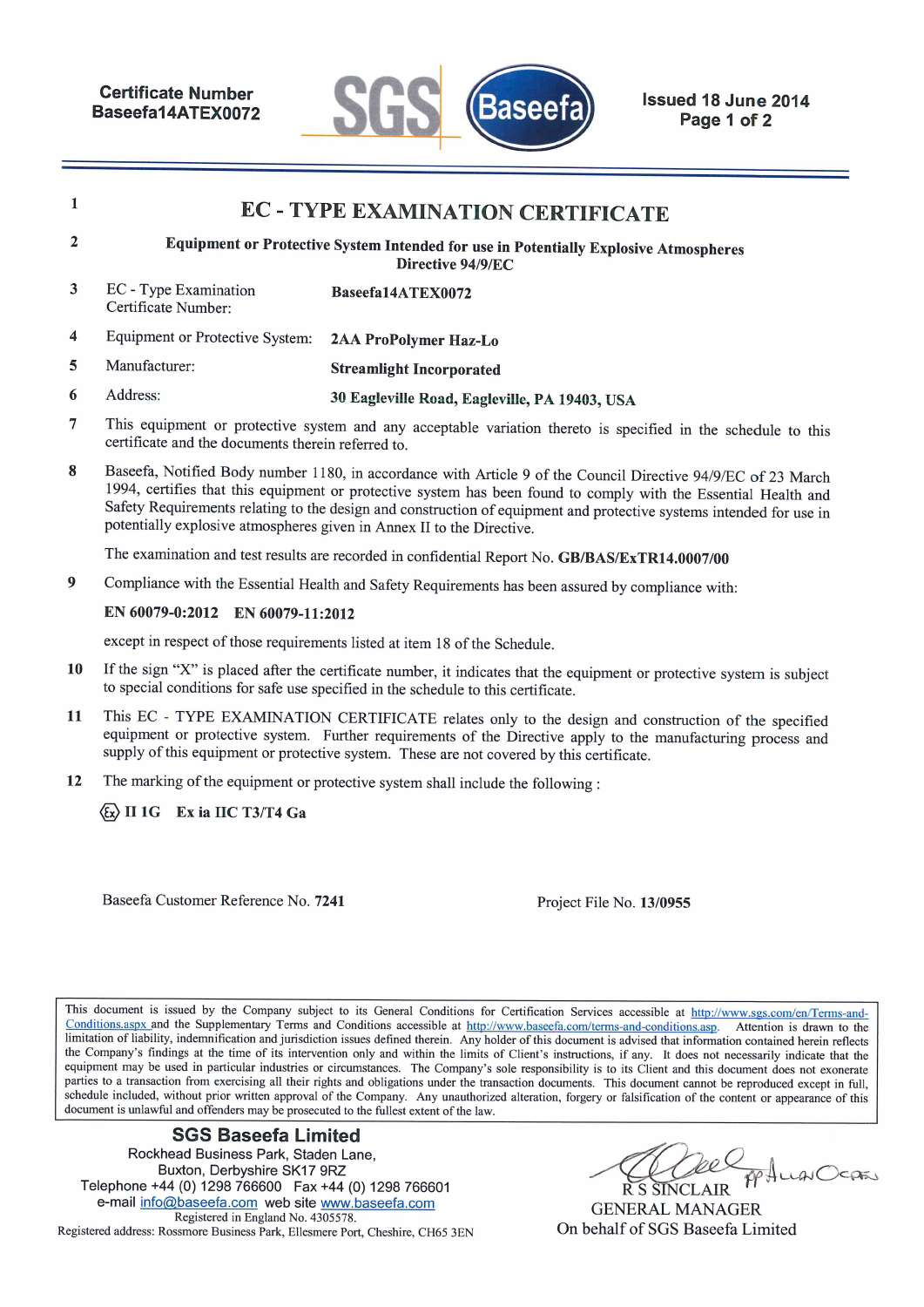Certificate Number
Baseefa14ATEX0072

Issued 18 June 2014

# EC - TYPE EXAMINATION CERTIFICATE

1

2 **Equipment or Protective System Intended for use in Potentially Explosive Atmospheres Directive 94/9/EC**

| | | |
|---|---|---|
| 3 | EC - Type Examination Certificate Number: | **Baseefa14ATEX0072** |
| 4 | Equipment or Protective System: | **2AA ProPolymer Haz-Lo** |
| 5 | Manufacturer: | **Streamlight Incorporated** |
| 6 | Address: | **30 Eagleville Road, Eagleville, PA 19403, USA** |

7 This equipment or protective system and any acceptable variation thereto is specified in the schedule to this certificate and the documents therein referred to.

8 Baseefa, Notified Body number 1180, in accordance with Article 9 of the Council Directive 94/9/EC of 23 March 1994, certifies that this equipment or protective system has been found to comply with the Essential Health and Safety Requirements relating to the design and construction of equipment and protective systems intended for use in potentially explosive atmospheres given in Annex II to the Directive.

The examination and test results are recorded in confidential Report No. **GB/BAS/ExTR14.0007/00**

9 Compliance with the Essential Health and Safety Requirements has been assured by compliance with:

**EN 60079-0:2012 EN 60079-11:2012**

except in respect of those requirements listed at item 18 of the Schedule.

10 If the sign "X" is placed after the certificate number, it indicates that the equipment or protective system is subject to special conditions for safe use specified in the schedule to this certificate.

11 This EC - TYPE EXAMINATION CERTIFICATE relates only to the design and construction of the specified equipment or protective system. Further requirements of the Directive apply to the manufacturing process and supply of this equipment or protective system. These are not covered by this certificate.

12 The marking of the equipment or protective system shall include the following :

**Ⓔx II 1G Ex ia IIC T3/T4 Ga**

Baseefa Customer Reference No. **7241**

Project File No. **13/0955**

This document is issued by the Company subject to its General Conditions for Certification Services accessible at http://www.sgs.com/en/Terms-and-Conditions.aspx and the Supplementary Terms and Conditions accessible at http://www.baseefa.com/terms-and-conditions.asp. Attention is drawn to the limitation of liability, indemnification and jurisdiction issues defined therein. Any holder of this document is advised that information contained herein reflects the Company's findings at the time of its intervention only and within the limits of Client's instructions, if any. It does not necessarily indicate that the equipment may be used in particular industries or circumstances. The Company's sole responsibility is to its Client and this document does not exonerate parties to a transaction from exercising all their rights and obligations under the transaction documents. This document cannot be reproduced except in full, schedule included, without prior written approval of the Company. Any unauthorized alteration, forgery or falsification of the content or appearance of this document is unlawful and offenders may be prosecuted to the fullest extent of the law.

**SGS Baseefa Limited**
Rockhead Business Park, Staden Lane,
Buxton, Derbyshire SK17 9RZ
Telephone +44 (0) 1298 766600 Fax +44 (0) 1298 766601
e-mail info@baseefa.com web site www.baseefa.com
Registered in England No. 4305578.
Registered address: Rossmore Business Park, Ellesmere Port, Cheshire, CH65 3EN

R S SINCLAIR pp Allan Ocean
GENERAL MANAGER
On behalf of SGS Baseefa Limited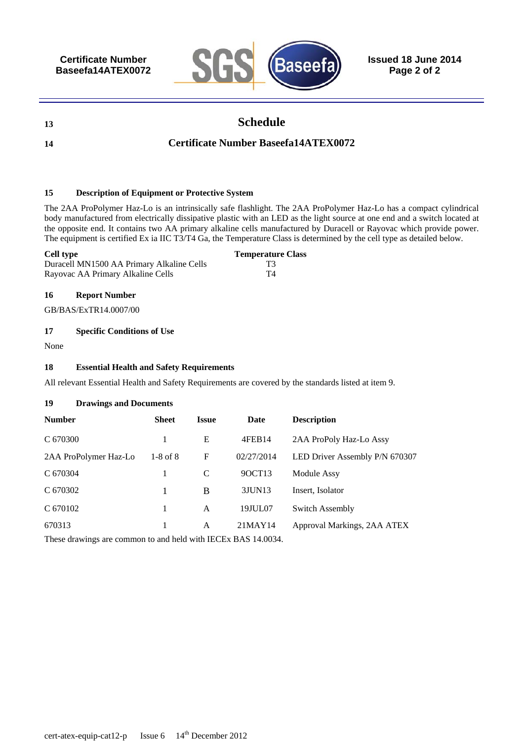**13** ## Schedule

**14** ### Certificate Number Baseefa14ATEX0072

#### 15 Description of Equipment or Protective System

The 2AA ProPolymer Haz-Lo is an intrinsically safe flashlight. The 2AA ProPolymer Haz-Lo has a compact cylindrical body manufactured from electrically dissipative plastic with an LED as the light source at one end and a switch located at the opposite end. It contains two AA primary alkaline cells manufactured by Duracell or Rayovac which provide power. The equipment is certified Ex ia IIC T3/T4 Ga, the Temperature Class is determined by the cell type as detailed below.

| Cell type | Temperature Class |
| --- | --- |
| Duracell MN1500 AA Primary Alkaline Cells | T3 |
| Rayovac AA Primary Alkaline Cells | T4 |

#### 16 Report Number

GB/BAS/ExTR14.0007/00

#### 17 Specific Conditions of Use

None

#### 18 Essential Health and Safety Requirements

All relevant Essential Health and Safety Requirements are covered by the standards listed at item 9.

#### 19 Drawings and Documents

| Number | Sheet | Issue | Date | Description |
| --- | --- | --- | --- | --- |
| C 670300 | 1 | E | 4FEB14 | 2AA ProPoly Haz-Lo Assy |
| 2AA ProPolymer Haz-Lo | 1-8 of 8 | F | 02/27/2014 | LED Driver Assembly P/N 670307 |
| C 670304 | 1 | C | 9OCT13 | Module Assy |
| C 670302 | 1 | B | 3JUN13 | Insert, Isolator |
| C 670102 | 1 | A | 19JUL07 | Switch Assembly |
| 670313 | 1 | A | 21MAY14 | Approval Markings, 2AA ATEX |

These drawings are common to and held with IECEx BAS 14.0034.